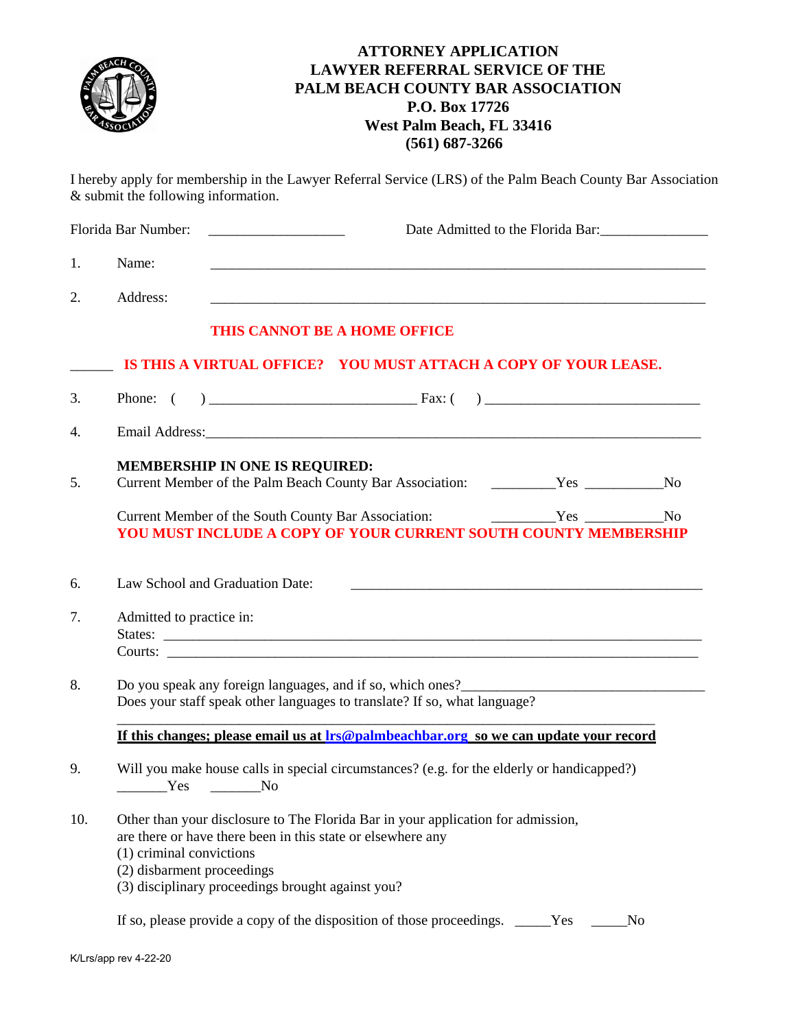# ATTORNEY APPLICATION
## LAWYER REFERRAL SERVICE OF THE PALM BEACH COUNTY BAR ASSOCIATION

**P.O. Box 17726**
**West Palm Beach, FL 33416**
**(561) 687-3266**

I hereby apply for membership in the Lawyer Referral Service (LRS) of the Palm Beach County Bar Association & submit the following information.

Florida Bar Number: ___________________ Date Admitted to the Florida Bar:_______________

1. Name: ______________________________________________________________________

2. Address: ______________________________________________________________________

   **THIS CANNOT BE A HOME OFFICE**

______ **IS THIS A VIRTUAL OFFICE? YOU MUST ATTACH A COPY OF YOUR LEASE.**

3. Phone: ( ) ____________________________ Fax: ( ) ______________________________

4. Email Address:_______________________________________________________________________

5. **MEMBERSHIP IN ONE IS REQUIRED:**
   Current Member of the Palm Beach County Bar Association: _________Yes ___________No

   Current Member of the South County Bar Association: _________Yes ___________No
   **YOU MUST INCLUDE A COPY OF YOUR CURRENT SOUTH COUNTY MEMBERSHIP**

6. Law School and Graduation Date: ________________________________________________

7. Admitted to practice in:
   States: ___________________________________________________________________________
   Courts: ___________________________________________________________________________

8. Do you speak any foreign languages, and if so, which ones?__________________________________
   Does your staff speak other languages to translate? If so, what language?
   ___________________________________________________________________________
   **If this changes; please email us at [lrs@palmbeachbar.org](mailto:lrs@palmbeachbar.org) so we can update your record**

9. Will you make house calls in special circumstances? (e.g. for the elderly or handicapped?)
   _______Yes _______No

10. Other than your disclosure to The Florida Bar in your application for admission, are there or have there been in this state or elsewhere any
    (1) criminal convictions
    (2) disbarment proceedings
    (3) disciplinary proceedings brought against you?

    If so, please provide a copy of the disposition of those proceedings. _____Yes _____No

K/Lrs/app rev 4-22-20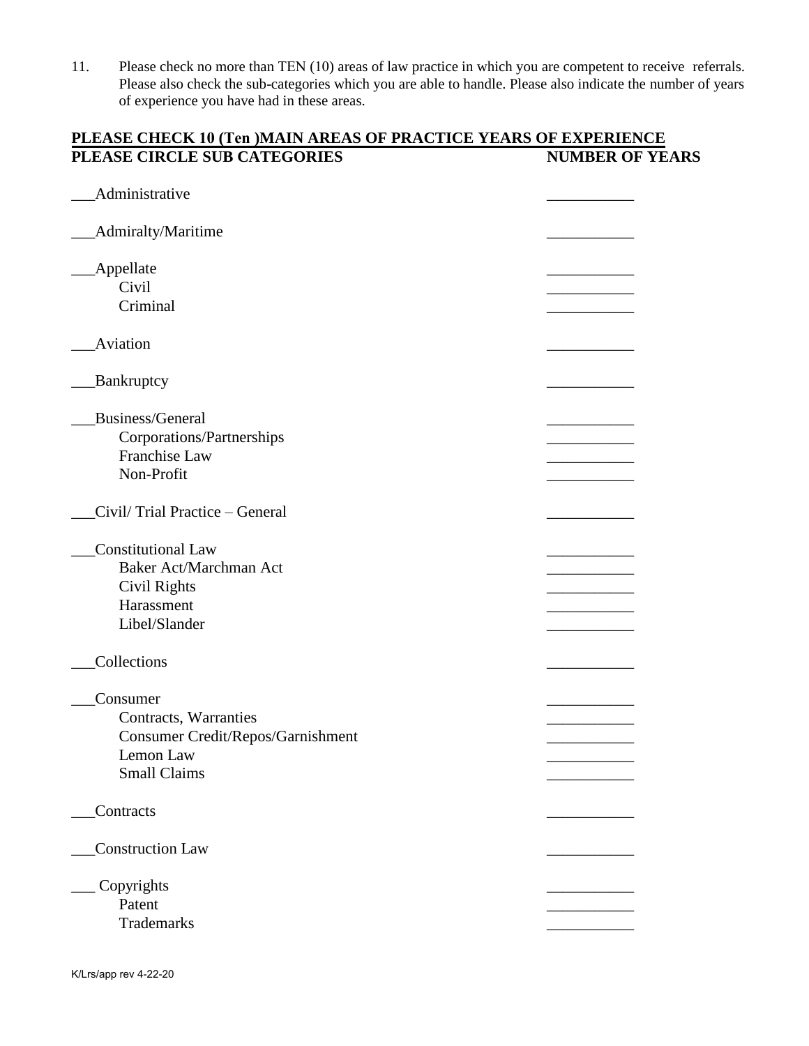11. Please check no more than TEN (10) areas of law practice in which you are competent to receive referrals. Please also check the sub-categories which you are able to handle. Please also indicate the number of years of experience you have had in these areas.

| **PLEASE CHECK 10 (Ten )MAIN AREAS OF PRACTICE YEARS OF EXPERIENCE** **PLEASE CIRCLE SUB CATEGORIES** | **NUMBER OF YEARS** |
|---|---|
| ___Administrative | ___________ |
| ___Admiralty/Maritime | ___________ |
| ___Appellate | ___________ |
| Civil | ___________ |
| Criminal | ___________ |
| ___Aviation | ___________ |
| ___Bankruptcy | ___________ |
| ___Business/General | ___________ |
| Corporations/Partnerships | ___________ |
| Franchise Law | ___________ |
| Non-Profit | ___________ |
| ___Civil/ Trial Practice – General | ___________ |
| ___Constitutional Law | ___________ |
| Baker Act/Marchman Act | ___________ |
| Civil Rights | ___________ |
| Harassment | ___________ |
| Libel/Slander | ___________ |
| ___Collections | ___________ |
| ___Consumer | ___________ |
| Contracts, Warranties | ___________ |
| Consumer Credit/Repos/Garnishment | ___________ |
| Lemon Law | ___________ |
| Small Claims | ___________ |
| ___Contracts | ___________ |
| ___Construction Law | ___________ |
| ___ Copyrights | ___________ |
| Patent | ___________ |
| Trademarks | ___________ |

K/Lrs/app rev 4-22-20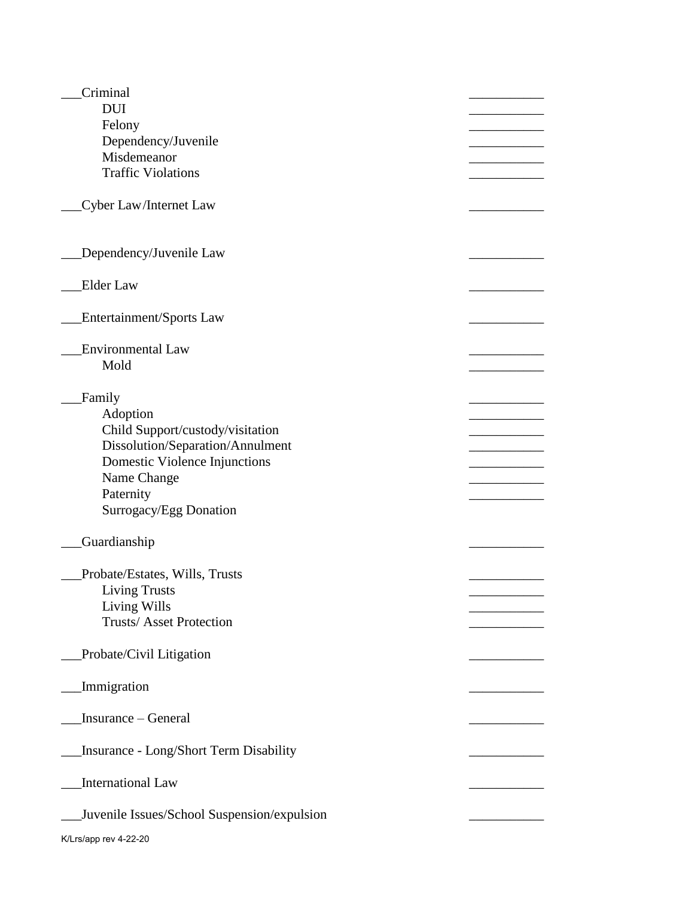___Criminal ___________
- DUI ___________
- Felony ___________
- Dependency/Juvenile ___________
- Misdemeanor ___________
- Traffic Violations ___________

___Cyber Law/Internet Law ___________

___Dependency/Juvenile Law ___________

___Elder Law ___________

___Entertainment/Sports Law ___________

___Environmental Law ___________
- Mold ___________

___Family ___________
- Adoption ___________
- Child Support/custody/visitation ___________
- Dissolution/Separation/Annulment ___________
- Domestic Violence Injunctions ___________
- Name Change ___________
- Paternity ___________
- Surrogacy/Egg Donation

___Guardianship ___________

___Probate/Estates, Wills, Trusts ___________
- Living Trusts ___________
- Living Wills ___________
- Trusts/ Asset Protection ___________

___Probate/Civil Litigation ___________

___Immigration ___________

___Insurance – General ___________

___Insurance - Long/Short Term Disability ___________

___International Law ___________

___Juvenile Issues/School Suspension/expulsion ___________

K/Lrs/app rev 4-22-20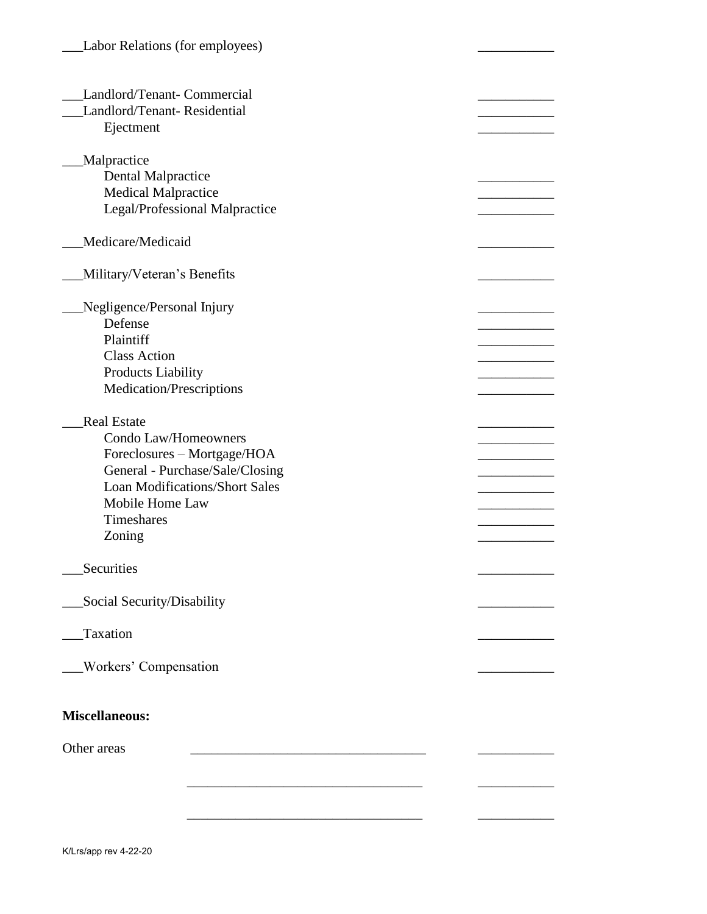___Labor Relations (for employees) ___________

___Landlord/Tenant- Commercial ___________
___Landlord/Tenant- Residential ___________
    Ejectment ___________

___Malpractice
    Dental Malpractice ___________
    Medical Malpractice ___________
    Legal/Professional Malpractice ___________

___Medicare/Medicaid ___________

___Military/Veteran's Benefits ___________

___Negligence/Personal Injury ___________
    Defense ___________
    Plaintiff ___________
    Class Action ___________
    Products Liability ___________
    Medication/Prescriptions ___________

___Real Estate ___________
    Condo Law/Homeowners ___________
    Foreclosures – Mortgage/HOA ___________
    General - Purchase/Sale/Closing ___________
    Loan Modifications/Short Sales ___________
    Mobile Home Law ___________
    Timeshares ___________
    Zoning ___________

___Securities ___________

___Social Security/Disability ___________

___Taxation ___________

___Workers' Compensation ___________

**Miscellaneous:**

Other areas ________________________________ ___________

________________________________ ___________

________________________________ ___________

K/Lrs/app rev 4-22-20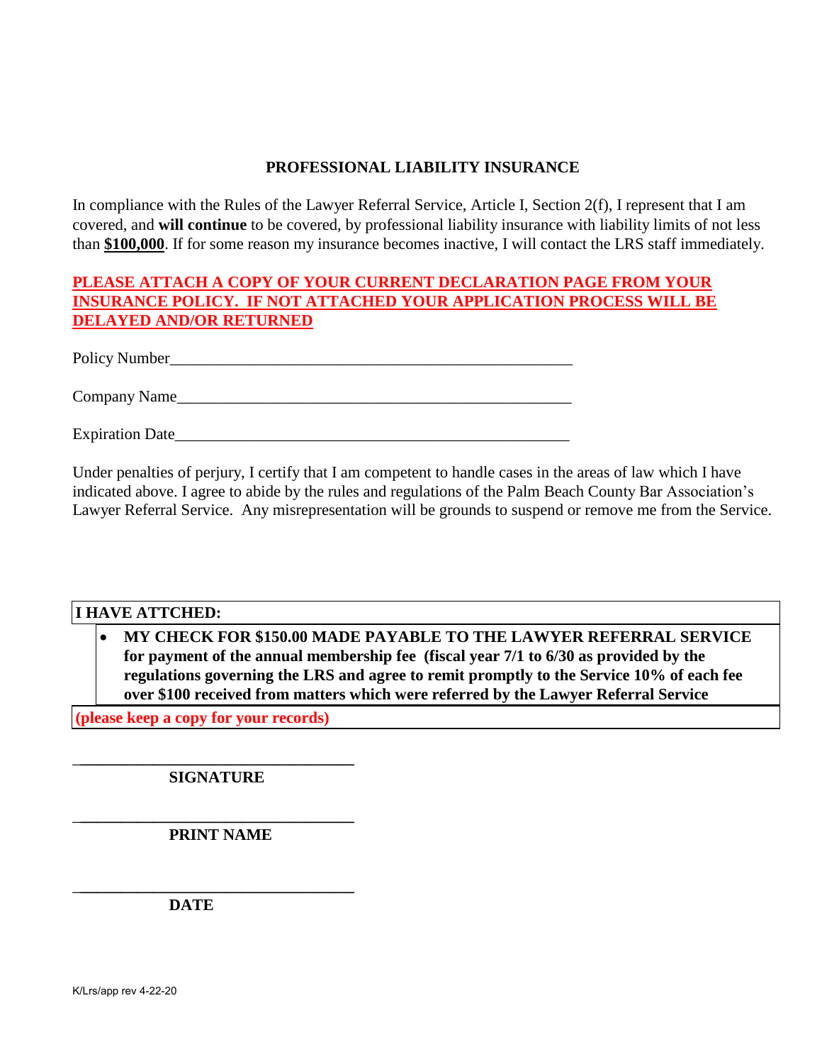## PROFESSIONAL LIABILITY INSURANCE

In compliance with the Rules of the Lawyer Referral Service, Article I, Section 2(f), I represent that I am covered, and **will continue** to be covered, by professional liability insurance with liability limits of not less than **$100,000**. If for some reason my insurance becomes inactive, I will contact the LRS staff immediately.

**PLEASE ATTACH A COPY OF YOUR CURRENT DECLARATION PAGE FROM YOUR INSURANCE POLICY. IF NOT ATTACHED YOUR APPLICATION PROCESS WILL BE DELAYED AND/OR RETURNED**

Policy Number\_\_\_\_\_\_\_\_\_\_\_\_\_\_\_\_\_\_\_\_\_\_\_\_\_\_\_\_\_\_\_\_\_\_\_\_\_\_\_\_\_\_\_\_\_\_\_\_\_\_

Company Name\_\_\_\_\_\_\_\_\_\_\_\_\_\_\_\_\_\_\_\_\_\_\_\_\_\_\_\_\_\_\_\_\_\_\_\_\_\_\_\_\_\_\_\_\_\_\_\_\_\_

Expiration Date\_\_\_\_\_\_\_\_\_\_\_\_\_\_\_\_\_\_\_\_\_\_\_\_\_\_\_\_\_\_\_\_\_\_\_\_\_\_\_\_\_\_\_\_\_\_\_\_\_\_

Under penalties of perjury, I certify that I am competent to handle cases in the areas of law which I have indicated above. I agree to abide by the rules and regulations of the Palm Beach County Bar Association's Lawyer Referral Service. Any misrepresentation will be grounds to suspend or remove me from the Service.

**I HAVE ATTCHED:**

- **MY CHECK FOR $150.00 MADE PAYABLE TO THE LAWYER REFERRAL SERVICE for payment of the annual membership fee (fiscal year 7/1 to 6/30 as provided by the regulations governing the LRS and agree to remit promptly to the Service 10% of each fee over $100 received from matters which were referred by the Lawyer Referral Service**

**(please keep a copy for your records)**

\_\_\_\_\_\_\_\_\_\_\_\_\_\_\_\_\_\_\_\_\_\_\_\_\_\_\_\_\_\_\_\_\_\_\_\_

**SIGNATURE**

\_\_\_\_\_\_\_\_\_\_\_\_\_\_\_\_\_\_\_\_\_\_\_\_\_\_\_\_\_\_\_\_\_\_\_\_

**PRINT NAME**

\_\_\_\_\_\_\_\_\_\_\_\_\_\_\_\_\_\_\_\_\_\_\_\_\_\_\_\_\_\_\_\_\_\_\_\_

**DATE**

K/Lrs/app rev 4-22-20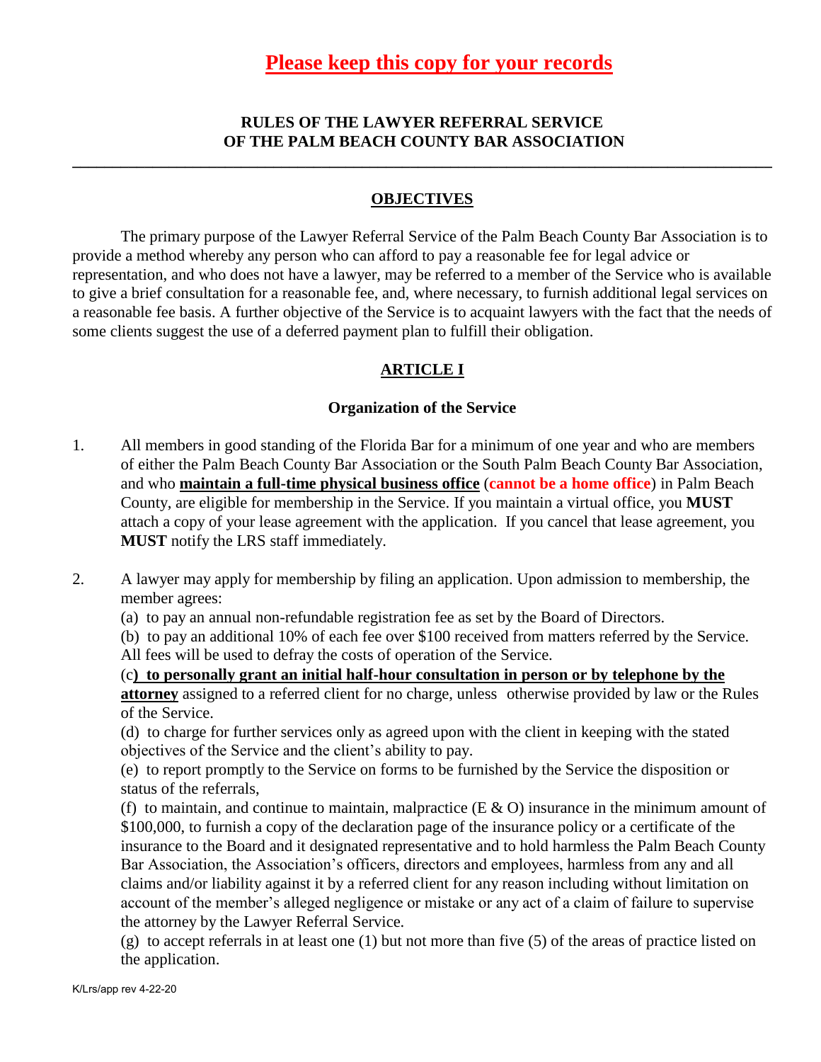**Please keep this copy for your records**

## RULES OF THE LAWYER REFERRAL SERVICE OF THE PALM BEACH COUNTY BAR ASSOCIATION

---

### OBJECTIVES

The primary purpose of the Lawyer Referral Service of the Palm Beach County Bar Association is to provide a method whereby any person who can afford to pay a reasonable fee for legal advice or representation, and who does not have a lawyer, may be referred to a member of the Service who is available to give a brief consultation for a reasonable fee, and, where necessary, to furnish additional legal services on a reasonable fee basis. A further objective of the Service is to acquaint lawyers with the fact that the needs of some clients suggest the use of a deferred payment plan to fulfill their obligation.

### ARTICLE I

#### Organization of the Service

1. All members in good standing of the Florida Bar for a minimum of one year and who are members of either the Palm Beach County Bar Association or the South Palm Beach County Bar Association, and who **maintain a full-time physical business office** (**cannot be a home office**) in Palm Beach County, are eligible for membership in the Service. If you maintain a virtual office, you **MUST** attach a copy of your lease agreement with the application. If you cancel that lease agreement, you **MUST** notify the LRS staff immediately.

2. A lawyer may apply for membership by filing an application. Upon admission to membership, the member agrees:

   (a) to pay an annual non-refundable registration fee as set by the Board of Directors.

   (b) to pay an additional 10% of each fee over $100 received from matters referred by the Service. All fees will be used to defray the costs of operation of the Service.

   (c**) to personally grant an initial half-hour consultation in person or by telephone by the attorney** assigned to a referred client for no charge, unless otherwise provided by law or the Rules of the Service.

   (d) to charge for further services only as agreed upon with the client in keeping with the stated objectives of the Service and the client's ability to pay.

   (e) to report promptly to the Service on forms to be furnished by the Service the disposition or status of the referrals,

   (f) to maintain, and continue to maintain, malpractice (E & O) insurance in the minimum amount of $100,000, to furnish a copy of the declaration page of the insurance policy or a certificate of the insurance to the Board and it designated representative and to hold harmless the Palm Beach County Bar Association, the Association's officers, directors and employees, harmless from any and all claims and/or liability against it by a referred client for any reason including without limitation on account of the member's alleged negligence or mistake or any act of a claim of failure to supervise the attorney by the Lawyer Referral Service.

   (g) to accept referrals in at least one (1) but not more than five (5) of the areas of practice listed on the application.

K/Lrs/app rev 4-22-20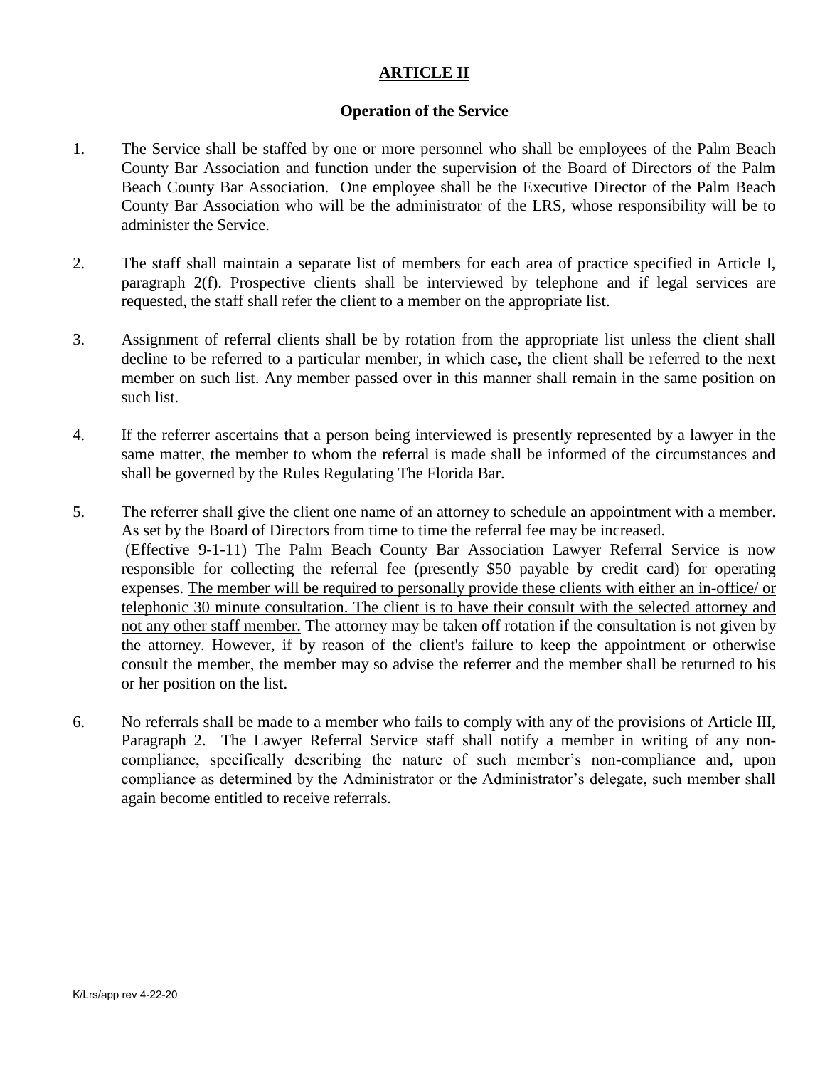# ARTICLE II

## Operation of the Service

1. The Service shall be staffed by one or more personnel who shall be employees of the Palm Beach County Bar Association and function under the supervision of the Board of Directors of the Palm Beach County Bar Association. One employee shall be the Executive Director of the Palm Beach County Bar Association who will be the administrator of the LRS, whose responsibility will be to administer the Service.

2. The staff shall maintain a separate list of members for each area of practice specified in Article I, paragraph 2(f). Prospective clients shall be interviewed by telephone and if legal services are requested, the staff shall refer the client to a member on the appropriate list.

3. Assignment of referral clients shall be by rotation from the appropriate list unless the client shall decline to be referred to a particular member, in which case, the client shall be referred to the next member on such list. Any member passed over in this manner shall remain in the same position on such list.

4. If the referrer ascertains that a person being interviewed is presently represented by a lawyer in the same matter, the member to whom the referral is made shall be informed of the circumstances and shall be governed by the Rules Regulating The Florida Bar.

5. The referrer shall give the client one name of an attorney to schedule an appointment with a member. As set by the Board of Directors from time to time the referral fee may be increased.
   (Effective 9-1-11) The Palm Beach County Bar Association Lawyer Referral Service is now responsible for collecting the referral fee (presently $50 payable by credit card) for operating expenses. <u>The member will be required to personally provide these clients with either an in-office/ or telephonic 30 minute consultation. The client is to have their consult with the selected attorney and not any other staff member.</u> The attorney may be taken off rotation if the consultation is not given by the attorney. However, if by reason of the client's failure to keep the appointment or otherwise consult the member, the member may so advise the referrer and the member shall be returned to his or her position on the list.

6. No referrals shall be made to a member who fails to comply with any of the provisions of Article III, Paragraph 2. The Lawyer Referral Service staff shall notify a member in writing of any non-compliance, specifically describing the nature of such member's non-compliance and, upon compliance as determined by the Administrator or the Administrator's delegate, such member shall again become entitled to receive referrals.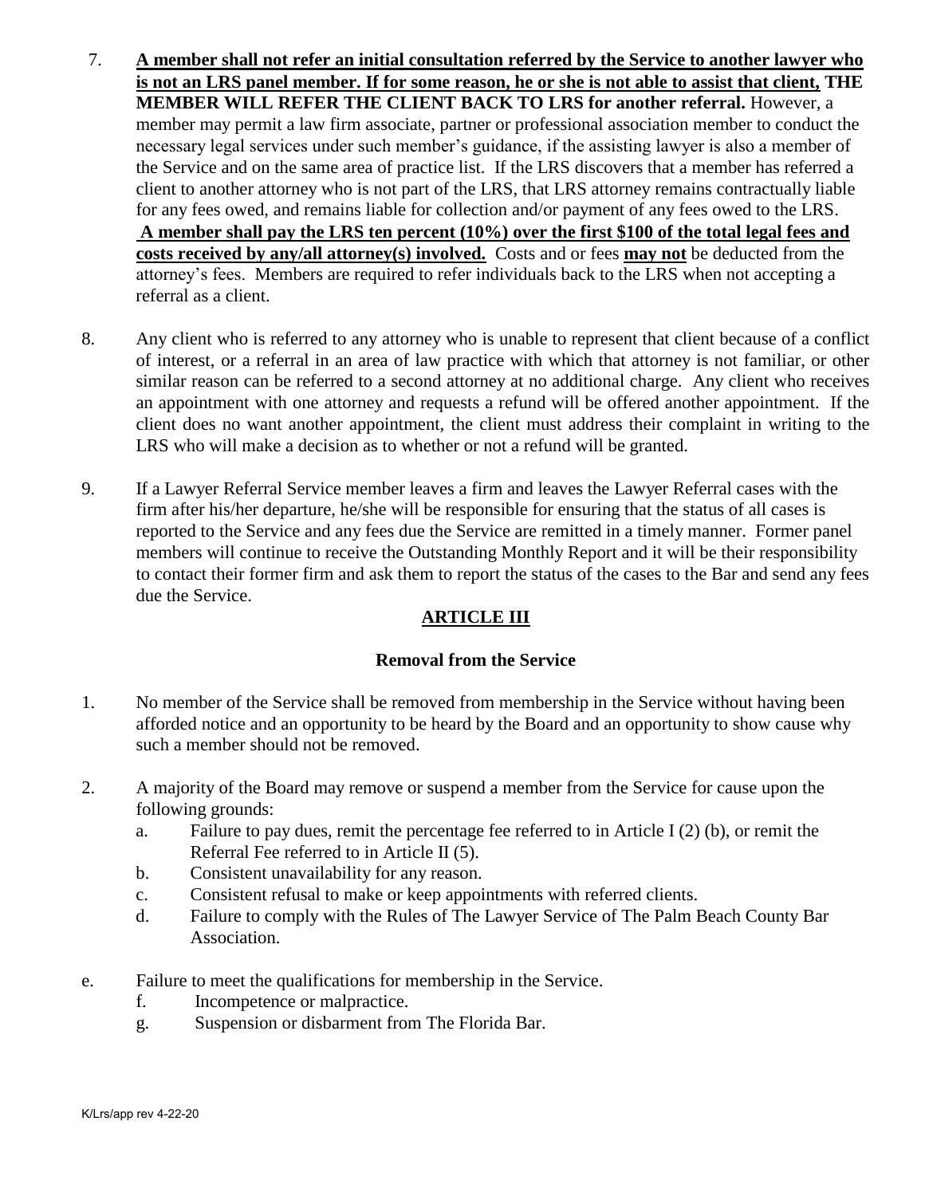7. **A member shall not refer an initial consultation referred by the Service to another lawyer who is not an LRS panel member. If for some reason, he or she is not able to assist that client, THE MEMBER WILL REFER THE CLIENT BACK TO LRS for another referral.** However, a member may permit a law firm associate, partner or professional association member to conduct the necessary legal services under such member's guidance, if the assisting lawyer is also a member of the Service and on the same area of practice list. If the LRS discovers that a member has referred a client to another attorney who is not part of the LRS, that LRS attorney remains contractually liable for any fees owed, and remains liable for collection and/or payment of any fees owed to the LRS. **A member shall pay the LRS ten percent (10%) over the first $100 of the total legal fees and costs received by any/all attorney(s) involved.** Costs and or fees **may not** be deducted from the attorney's fees. Members are required to refer individuals back to the LRS when not accepting a referral as a client.

8. Any client who is referred to any attorney who is unable to represent that client because of a conflict of interest, or a referral in an area of law practice with which that attorney is not familiar, or other similar reason can be referred to a second attorney at no additional charge. Any client who receives an appointment with one attorney and requests a refund will be offered another appointment. If the client does no want another appointment, the client must address their complaint in writing to the LRS who will make a decision as to whether or not a refund will be granted.

9. If a Lawyer Referral Service member leaves a firm and leaves the Lawyer Referral cases with the firm after his/her departure, he/she will be responsible for ensuring that the status of all cases is reported to the Service and any fees due the Service are remitted in a timely manner. Former panel members will continue to receive the Outstanding Monthly Report and it will be their responsibility to contact their former firm and ask them to report the status of the cases to the Bar and send any fees due the Service.

## ARTICLE III

### Removal from the Service

1. No member of the Service shall be removed from membership in the Service without having been afforded notice and an opportunity to be heard by the Board and an opportunity to show cause why such a member should not be removed.

2. A majority of the Board may remove or suspend a member from the Service for cause upon the following grounds:
   a. Failure to pay dues, remit the percentage fee referred to in Article I (2) (b), or remit the Referral Fee referred to in Article II (5).
   b. Consistent unavailability for any reason.
   c. Consistent refusal to make or keep appointments with referred clients.
   d. Failure to comply with the Rules of The Lawyer Service of The Palm Beach County Bar Association.
   e. Failure to meet the qualifications for membership in the Service.
   f. Incompetence or malpractice.
   g. Suspension or disbarment from The Florida Bar.

K/Lrs/app rev 4-22-20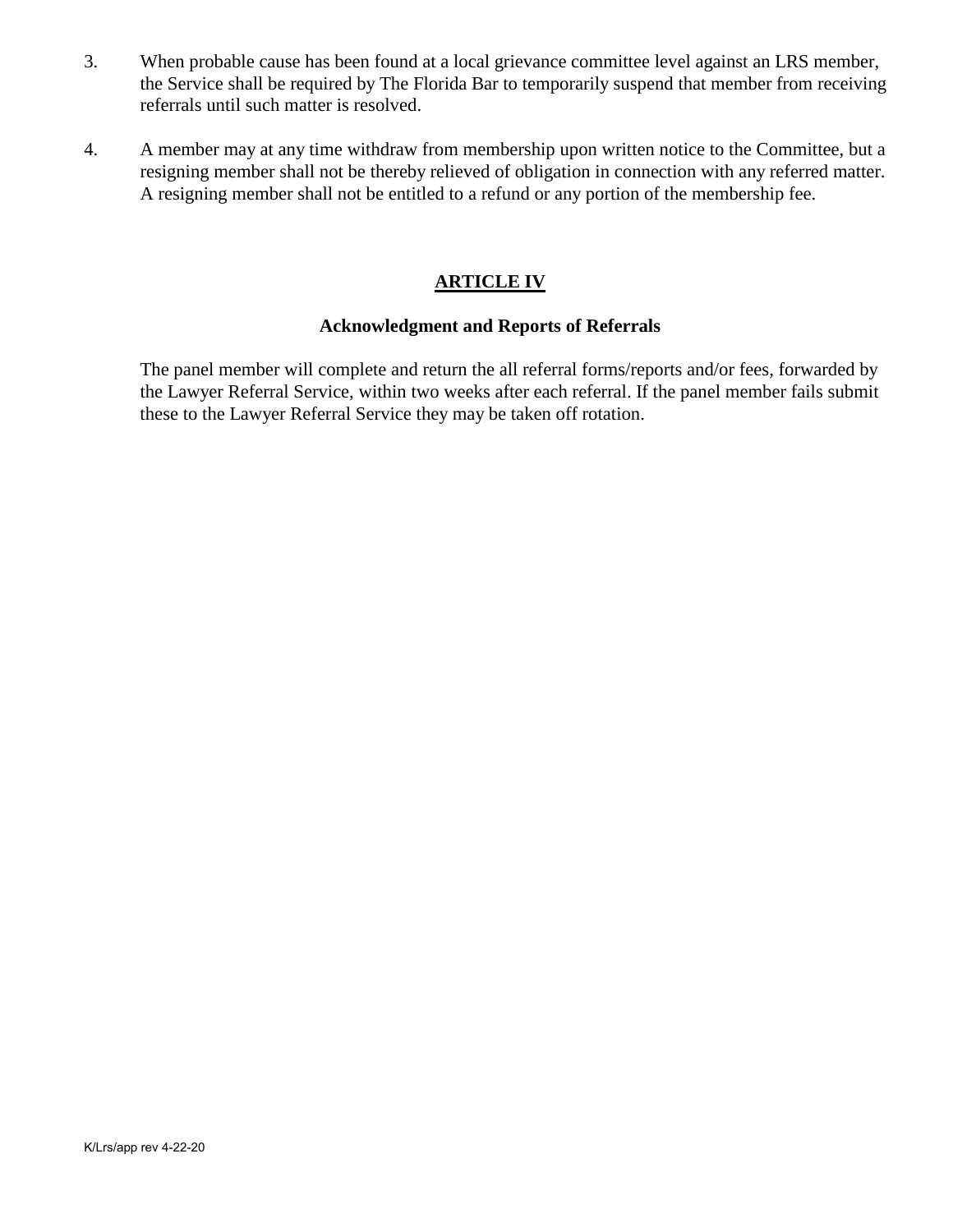3. When probable cause has been found at a local grievance committee level against an LRS member, the Service shall be required by The Florida Bar to temporarily suspend that member from receiving referrals until such matter is resolved.

4. A member may at any time withdraw from membership upon written notice to the Committee, but a resigning member shall not be thereby relieved of obligation in connection with any referred matter. A resigning member shall not be entitled to a refund or any portion of the membership fee.

## ARTICLE IV

### Acknowledgment and Reports of Referrals

The panel member will complete and return the all referral forms/reports and/or fees, forwarded by the Lawyer Referral Service, within two weeks after each referral. If the panel member fails submit these to the Lawyer Referral Service they may be taken off rotation.

K/Lrs/app rev 4-22-20